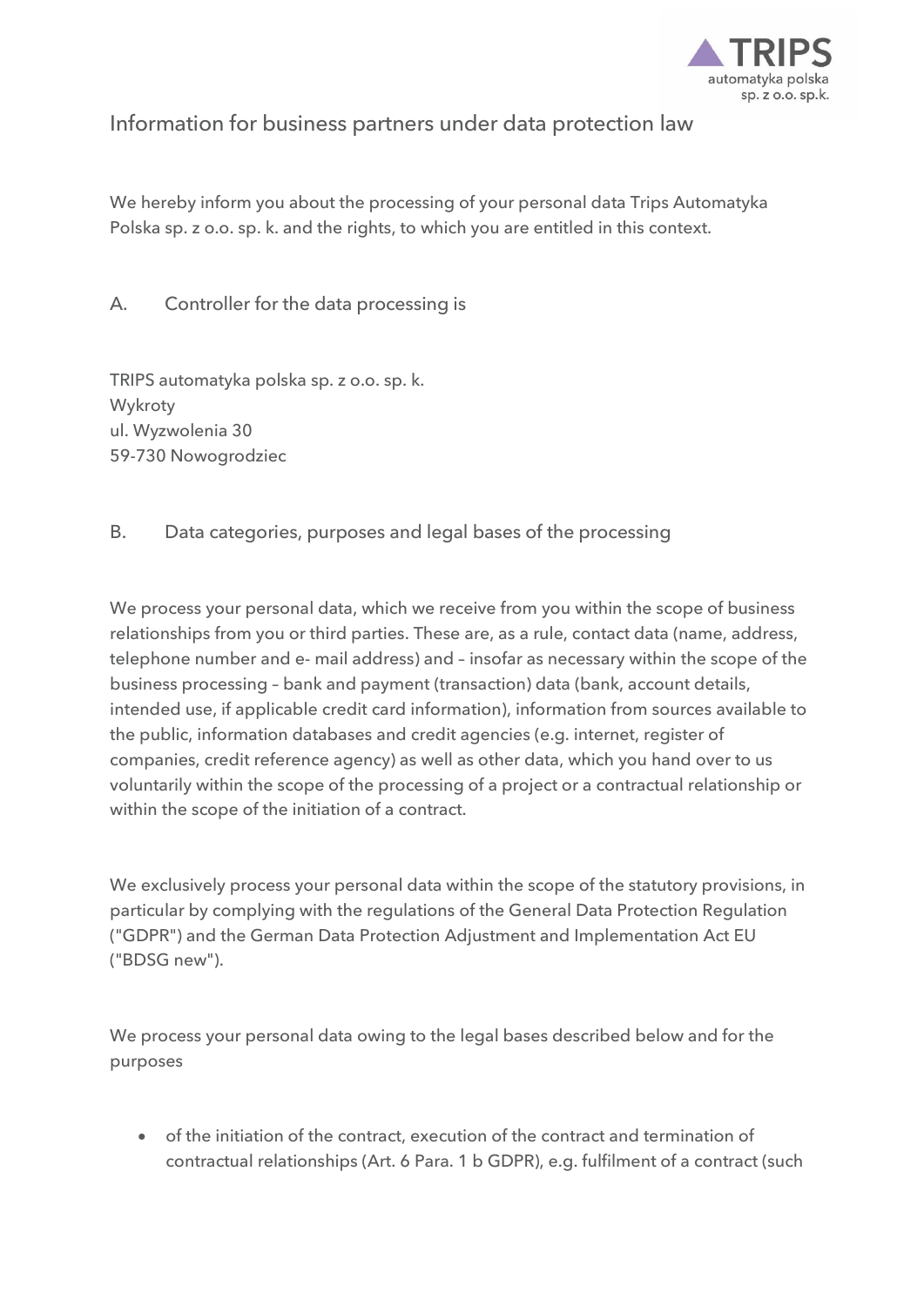# Information for business partners under data protection law

We hereby inform you about the processing of your personal data Trips Automatyka Polska sp. z o.o. sp. k. and the rights, to which you are entitled in this context.

## A. Controller for the data processing is

TRIPS automatyka polska sp. z o.o. sp. k.
Wykroty
ul. Wyzwolenia 30
59-730 Nowogrodziec

## B. Data categories, purposes and legal bases of the processing

We process your personal data, which we receive from you within the scope of business relationships from you or third parties. These are, as a rule, contact data (name, address, telephone number and e- mail address) and – insofar as necessary within the scope of the business processing – bank and payment (transaction) data (bank, account details, intended use, if applicable credit card information), information from sources available to the public, information databases and credit agencies (e.g. internet, register of companies, credit reference agency) as well as other data, which you hand over to us voluntarily within the scope of the processing of a project or a contractual relationship or within the scope of the initiation of a contract.

We exclusively process your personal data within the scope of the statutory provisions, in particular by complying with the regulations of the General Data Protection Regulation ("GDPR") and the German Data Protection Adjustment and Implementation Act EU ("BDSG new").

We process your personal data owing to the legal bases described below and for the purposes

- of the initiation of the contract, execution of the contract and termination of contractual relationships (Art. 6 Para. 1 b GDPR), e.g. fulfilment of a contract (such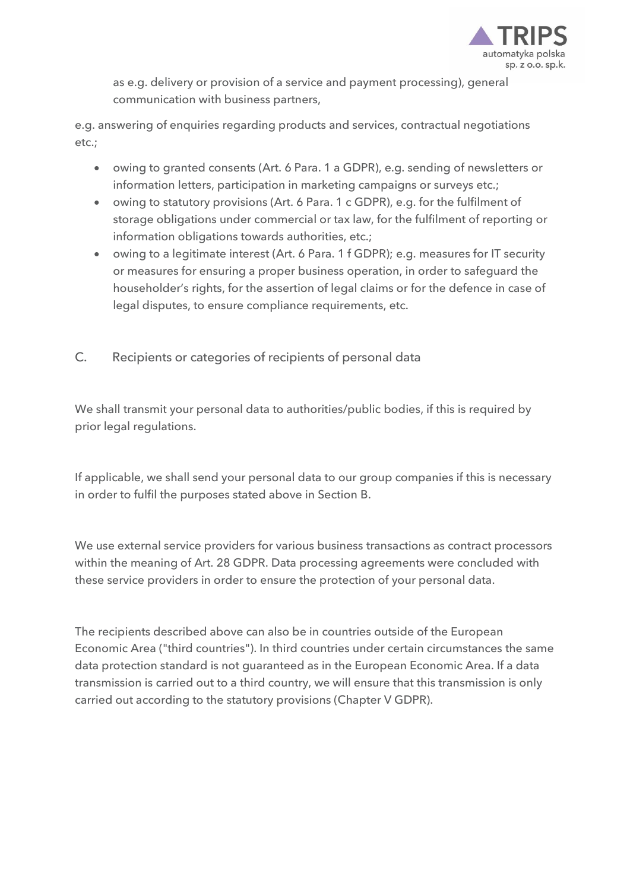as e.g. delivery or provision of a service and payment processing), general communication with business partners,

e.g. answering of enquiries regarding products and services, contractual negotiations etc.;

- owing to granted consents (Art. 6 Para. 1 a GDPR), e.g. sending of newsletters or information letters, participation in marketing campaigns or surveys etc.;
- owing to statutory provisions (Art. 6 Para. 1 c GDPR), e.g. for the fulfilment of storage obligations under commercial or tax law, for the fulfilment of reporting or information obligations towards authorities, etc.;
- owing to a legitimate interest (Art. 6 Para. 1 f GDPR); e.g. measures for IT security or measures for ensuring a proper business operation, in order to safeguard the householder's rights, for the assertion of legal claims or for the defence in case of legal disputes, to ensure compliance requirements, etc.

## C. Recipients or categories of recipients of personal data

We shall transmit your personal data to authorities/public bodies, if this is required by prior legal regulations.

If applicable, we shall send your personal data to our group companies if this is necessary in order to fulfil the purposes stated above in Section B.

We use external service providers for various business transactions as contract processors within the meaning of Art. 28 GDPR. Data processing agreements were concluded with these service providers in order to ensure the protection of your personal data.

The recipients described above can also be in countries outside of the European Economic Area ("third countries"). In third countries under certain circumstances the same data protection standard is not guaranteed as in the European Economic Area. If a data transmission is carried out to a third country, we will ensure that this transmission is only carried out according to the statutory provisions (Chapter V GDPR).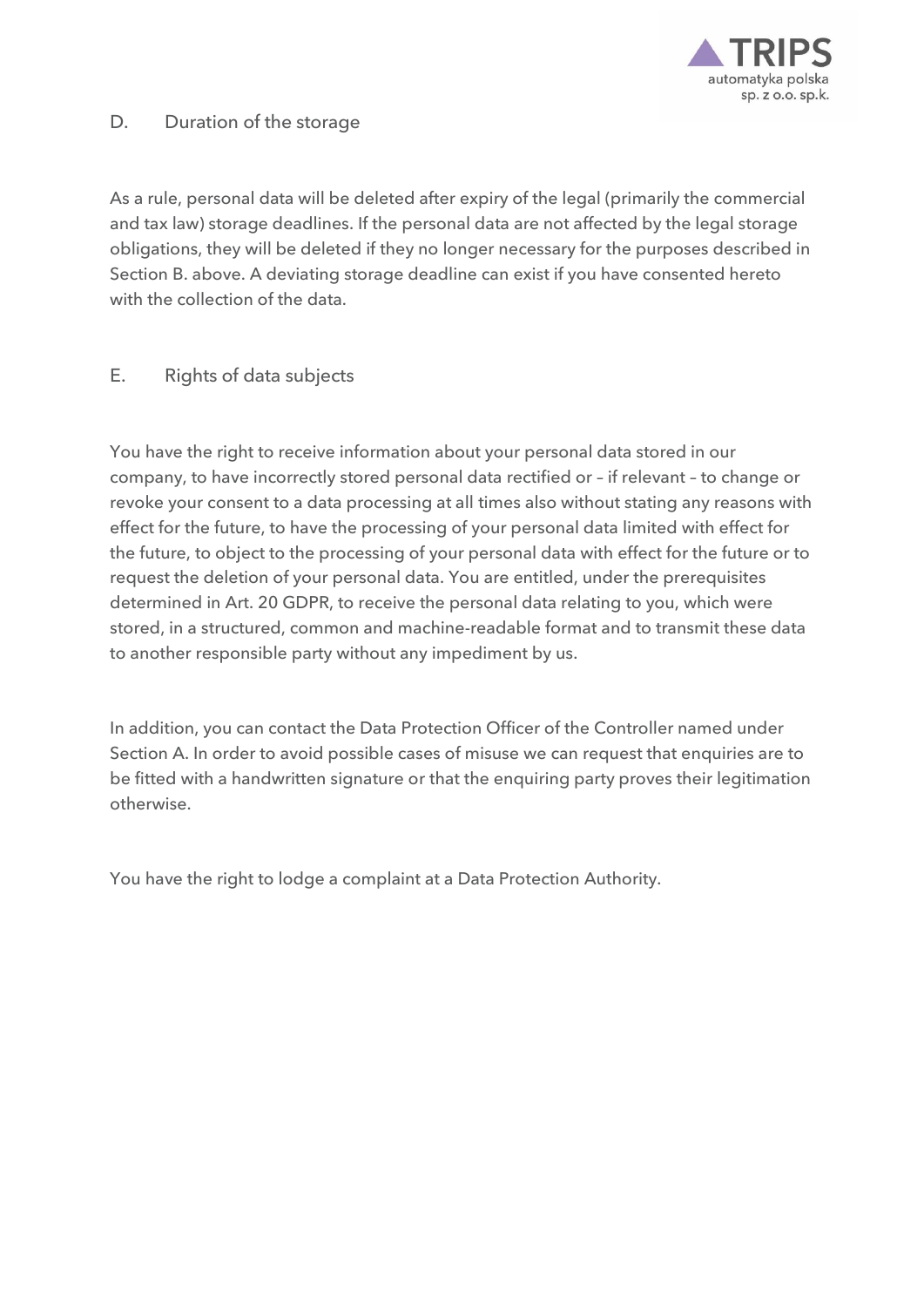## D. Duration of the storage

As a rule, personal data will be deleted after expiry of the legal (primarily the commercial and tax law) storage deadlines. If the personal data are not affected by the legal storage obligations, they will be deleted if they no longer necessary for the purposes described in Section B. above. A deviating storage deadline can exist if you have consented hereto with the collection of the data.

## E. Rights of data subjects

You have the right to receive information about your personal data stored in our company, to have incorrectly stored personal data rectified or – if relevant – to change or revoke your consent to a data processing at all times also without stating any reasons with effect for the future, to have the processing of your personal data limited with effect for the future, to object to the processing of your personal data with effect for the future or to request the deletion of your personal data. You are entitled, under the prerequisites determined in Art. 20 GDPR, to receive the personal data relating to you, which were stored, in a structured, common and machine-readable format and to transmit these data to another responsible party without any impediment by us.

In addition, you can contact the Data Protection Officer of the Controller named under Section A. In order to avoid possible cases of misuse we can request that enquiries are to be fitted with a handwritten signature or that the enquiring party proves their legitimation otherwise.

You have the right to lodge a complaint at a Data Protection Authority.